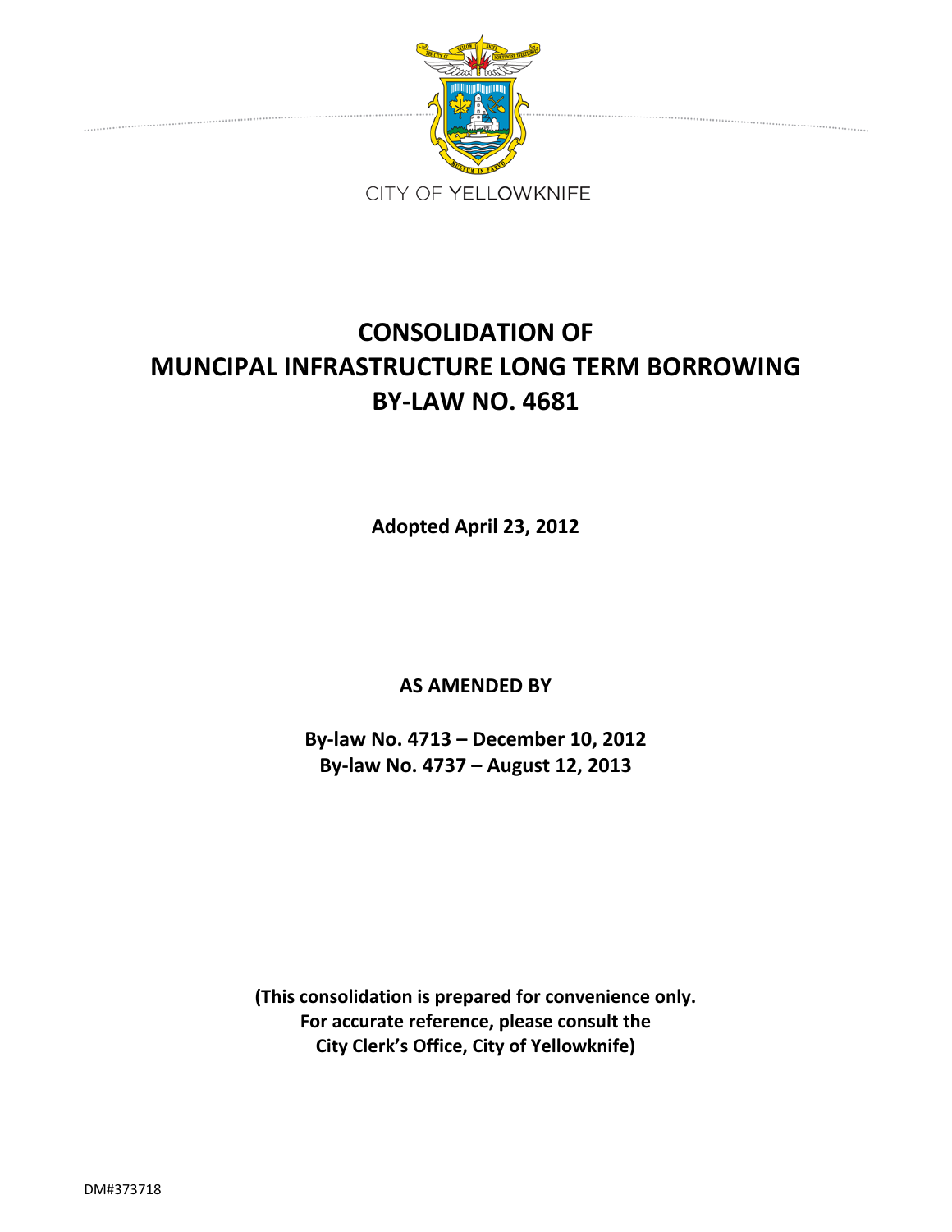CITY OF YELLOWKNIFE

# CONSOLIDATION OF MUNCIPAL INFRASTRUCTURE LONG TERM BORROWING BY-LAW NO. 4681

**Adopted April 23, 2012**

**AS AMENDED BY**

**By-law No. 4713 – December 10, 2012**
**By-law No. 4737 – August 12, 2013**

**(This consolidation is prepared for convenience only. For accurate reference, please consult the City Clerk's Office, City of Yellowknife)**

DM#373718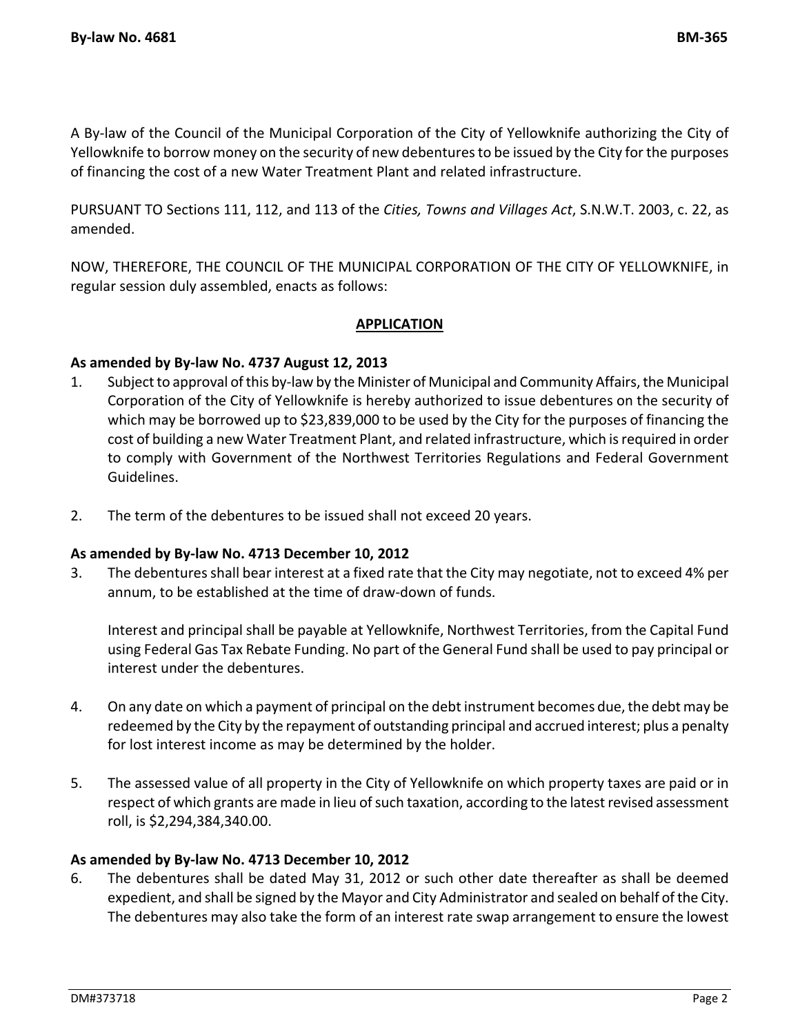A By-law of the Council of the Municipal Corporation of the City of Yellowknife authorizing the City of Yellowknife to borrow money on the security of new debentures to be issued by the City for the purposes of financing the cost of a new Water Treatment Plant and related infrastructure.

PURSUANT TO Sections 111, 112, and 113 of the *Cities, Towns and Villages Act*, S.N.W.T. 2003, c. 22, as amended.

NOW, THEREFORE, THE COUNCIL OF THE MUNICIPAL CORPORATION OF THE CITY OF YELLOWKNIFE, in regular session duly assembled, enacts as follows:

## APPLICATION

**As amended by By-law No. 4737 August 12, 2013**

1. Subject to approval of this by-law by the Minister of Municipal and Community Affairs, the Municipal Corporation of the City of Yellowknife is hereby authorized to issue debentures on the security of which may be borrowed up to $23,839,000 to be used by the City for the purposes of financing the cost of building a new Water Treatment Plant, and related infrastructure, which is required in order to comply with Government of the Northwest Territories Regulations and Federal Government Guidelines.

2. The term of the debentures to be issued shall not exceed 20 years.

**As amended by By-law No. 4713 December 10, 2012**

3. The debentures shall bear interest at a fixed rate that the City may negotiate, not to exceed 4% per annum, to be established at the time of draw-down of funds.

   Interest and principal shall be payable at Yellowknife, Northwest Territories, from the Capital Fund using Federal Gas Tax Rebate Funding. No part of the General Fund shall be used to pay principal or interest under the debentures.

4. On any date on which a payment of principal on the debt instrument becomes due, the debt may be redeemed by the City by the repayment of outstanding principal and accrued interest; plus a penalty for lost interest income as may be determined by the holder.

5. The assessed value of all property in the City of Yellowknife on which property taxes are paid or in respect of which grants are made in lieu of such taxation, according to the latest revised assessment roll, is $2,294,384,340.00.

**As amended by By-law No. 4713 December 10, 2012**

6. The debentures shall be dated May 31, 2012 or such other date thereafter as shall be deemed expedient, and shall be signed by the Mayor and City Administrator and sealed on behalf of the City. The debentures may also take the form of an interest rate swap arrangement to ensure the lowest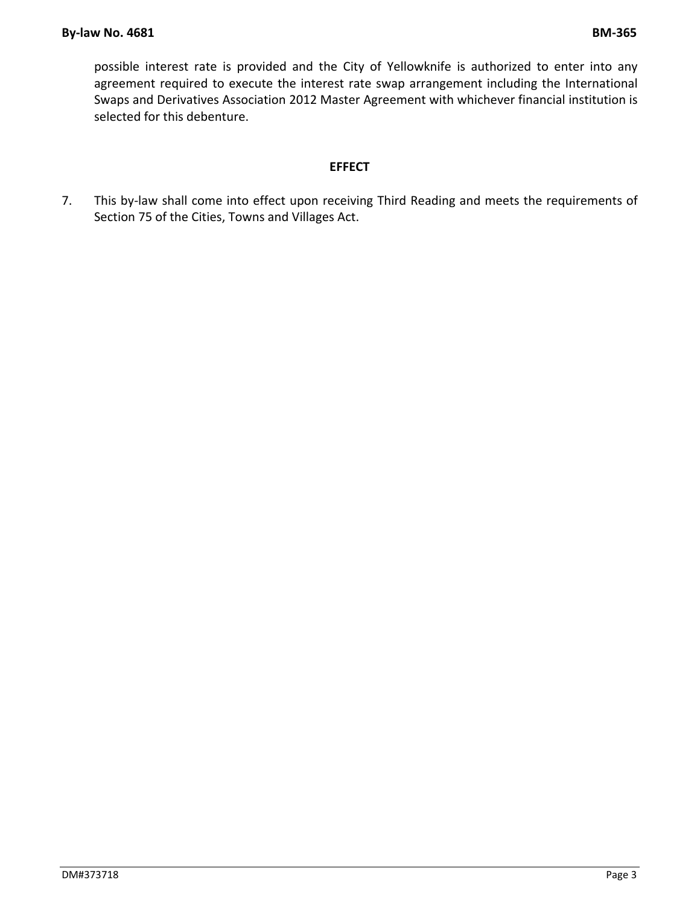possible interest rate is provided and the City of Yellowknife is authorized to enter into any agreement required to execute the interest rate swap arrangement including the International Swaps and Derivatives Association 2012 Master Agreement with whichever financial institution is selected for this debenture.

## EFFECT

7. This by-law shall come into effect upon receiving Third Reading and meets the requirements of Section 75 of the Cities, Towns and Villages Act.